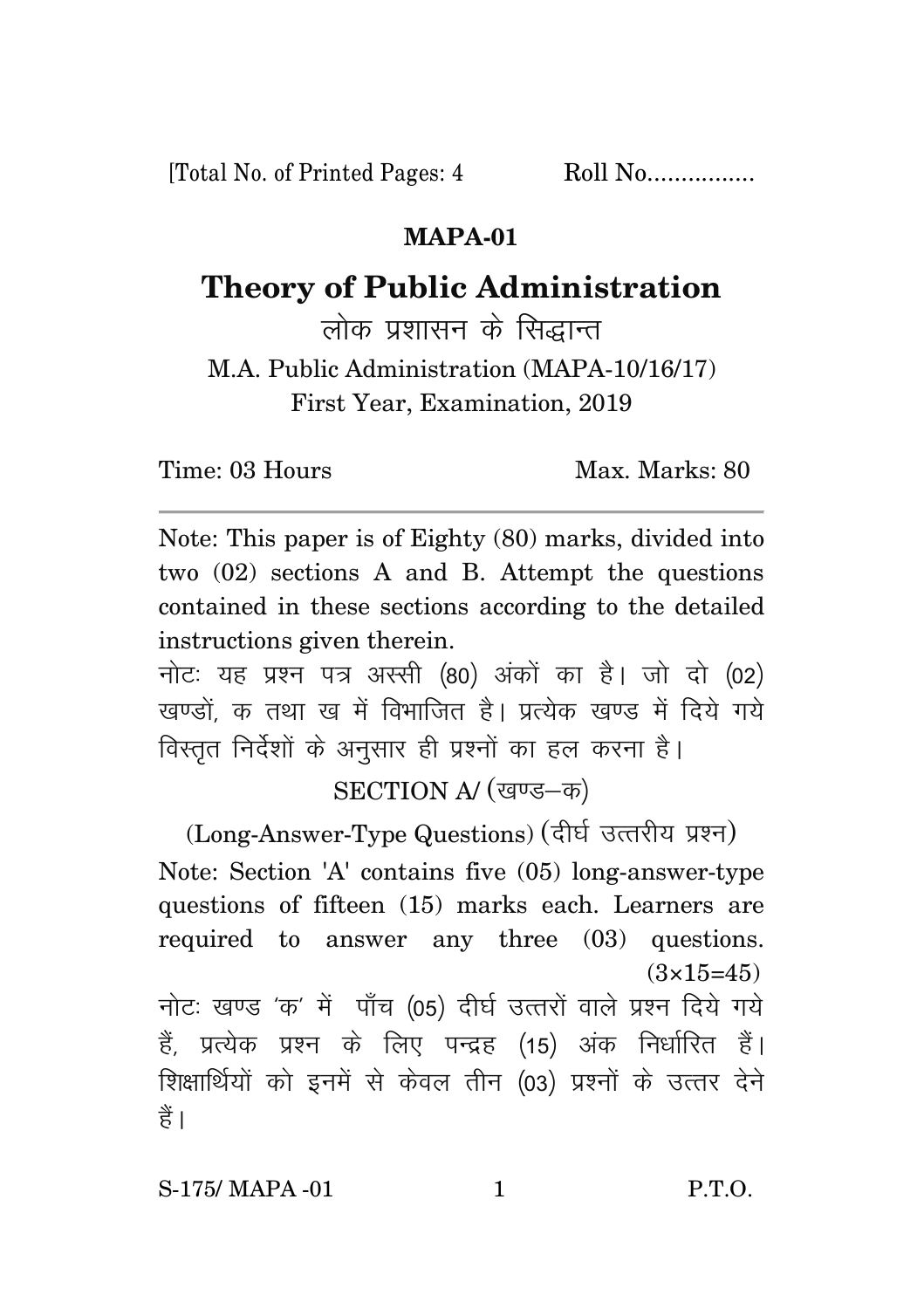[Total No. of Printed Pages: 4 Roll No................

## MAPA-01

# Theory of Public Administration

लोक प्रशासन के सिद्धान्त

M.A. Public Administration (MAPA-10/16/17)
First Year, Examination, 2019

Time: 03 Hours Max. Marks: 80

---

Note: This paper is of Eighty (80) marks, divided into two (02) sections A and B. Attempt the questions contained in these sections according to the detailed instructions given therein.

नोटः यह प्रश्न पत्र अस्सी (80) अंकों का है। जो दो (02) खण्डों, क तथा ख में विभाजित है। प्रत्येक खण्ड में दिये गये विस्तृत निर्देशों के अनुसार ही प्रश्नों का हल करना है।

### SECTION A/ (खण्ड–क)

(Long-Answer-Type Questions) (दीर्घ उत्तरीय प्रश्न)

Note: Section 'A' contains five (05) long-answer-type questions of fifteen (15) marks each. Learners are required to answer any three (03) questions. (3×15=45)

नोटः खण्ड 'क' में पाँच (05) दीर्घ उत्तरों वाले प्रश्न दिये गये हैं, प्रत्येक प्रश्न के लिए पन्द्रह (15) अंक निर्धारित हैं। शिक्षार्थियों को इनमें से केवल तीन (03) प्रश्नों के उत्तर देने हैं।

S-175/ MAPA -01 P.T.O.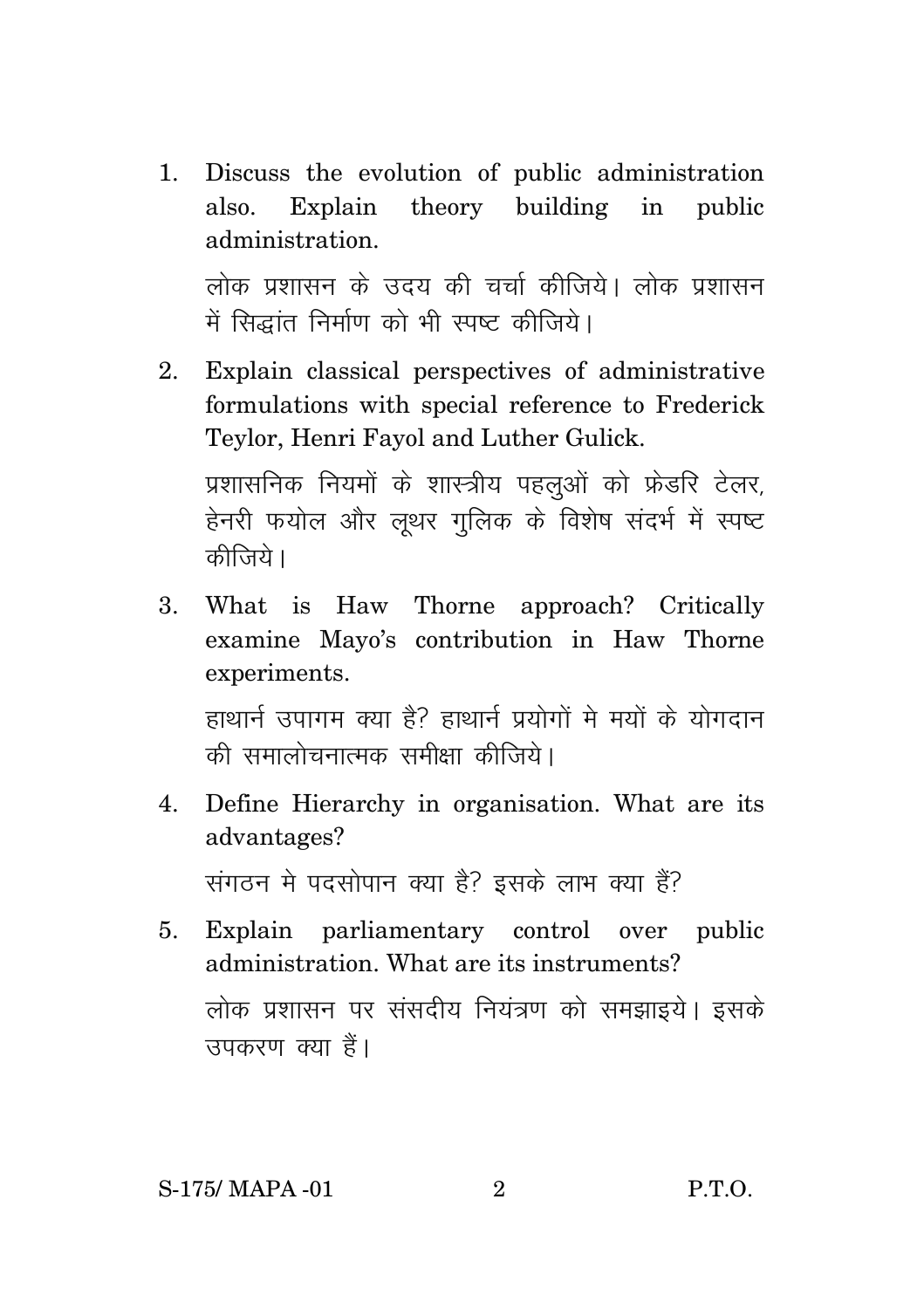1. Discuss the evolution of public administration also. Explain theory building in public administration.

   लोक प्रशासन के उदय की चर्चा कीजिये। लोक प्रशासन में सिद्धांत निर्माण को भी स्पष्ट कीजिये।

2. Explain classical perspectives of administrative formulations with special reference to Frederick Teylor, Henri Fayol and Luther Gulick.

   प्रशासनिक नियमों के शास्त्रीय पहलुओं को फ्रेडरि टेलर, हेनरी फयोल और लूथर गुलिक के विशेष संदर्भ में स्पष्ट कीजिये।

3. What is Haw Thorne approach? Critically examine Mayo's contribution in Haw Thorne experiments.

   हाथार्न उपागम क्या है? हाथार्न प्रयोगों मे मयों के योगदान की समालोचनात्मक समीक्षा कीजिये।

4. Define Hierarchy in organisation. What are its advantages?

   संगठन मे पदसोपान क्या है? इसके लाभ क्या हैं?

5. Explain parliamentary control over public administration. What are its instruments?

   लोक प्रशासन पर संसदीय नियंत्रण को समझाइये। इसके उपकरण क्या हैं।

S-175/ MAPA -01 P.T.O.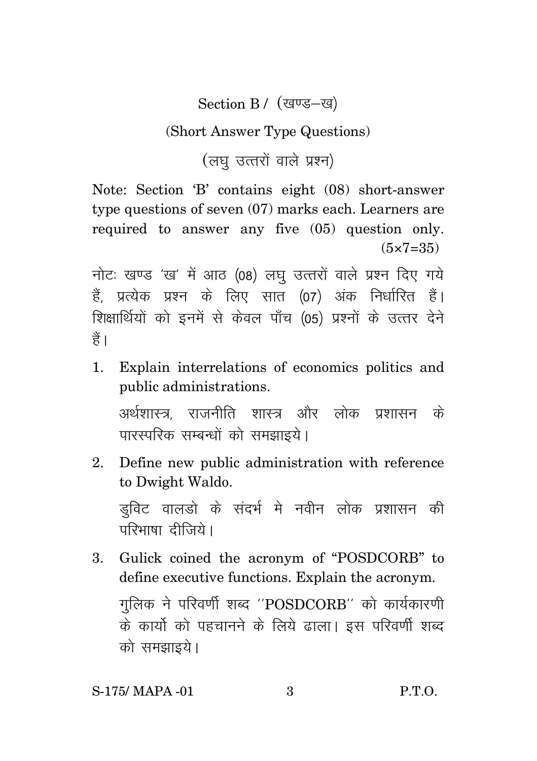## Section B / (खण्ड–ख)

### (Short Answer Type Questions)

### (लघु उत्तरों वाले प्रश्न)

Note: Section 'B' contains eight (08) short-answer type questions of seven (07) marks each. Learners are required to answer any five (05) question only. (5×7=35)

नोटः खण्ड 'ख' में आठ (08) लघु उत्तरों वाले प्रश्न दिए गये हैं, प्रत्येक प्रश्न के लिए सात (07) अंक निर्धारित हैं। शिक्षार्थियों को इनमें से केवल पाँच (05) प्रश्नों के उत्तर देने हैं।

1. Explain interrelations of economics politics and public administrations.

   अर्थशास्त्र, राजनीति शास्त्र और लोक प्रशासन के पारस्परिक सम्बन्धों को समझाइये।

2. Define new public administration with reference to Dwight Waldo.

   डुविट वालडो के संदर्भ मे नवीन लोक प्रशासन की परिभाषा दीजिये।

3. Gulick coined the acronym of "POSDCORB" to define executive functions. Explain the acronym.

   गुलिक ने परिवर्णी शब्द ''POSDCORB'' को कार्यकारणी के कार्यो को पहचानने के लिये ढाला। इस परिवर्णी शब्द को समझाइये।

S-175/ MAPA -01 P.T.O.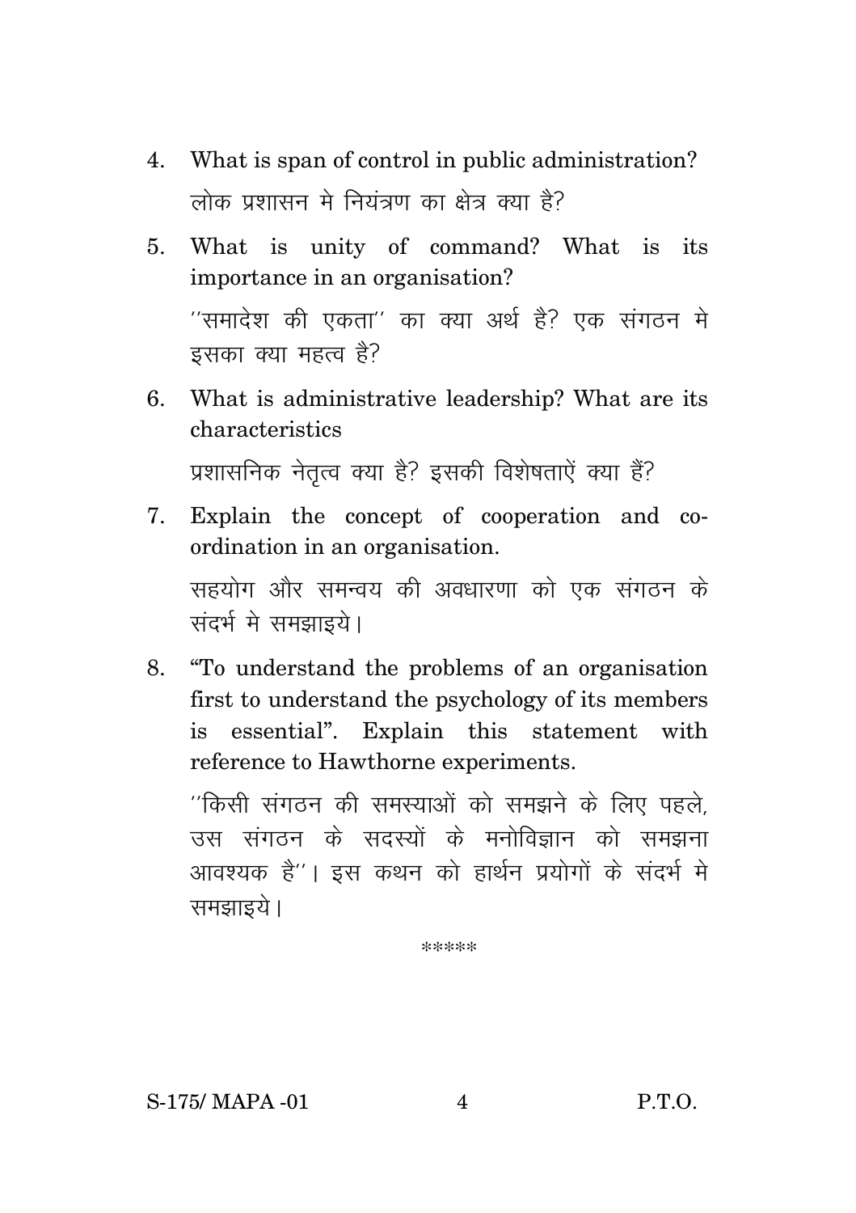4. What is span of control in public administration?

   लोक प्रशासन मे नियंत्रण का क्षेत्र क्या है?

5. What is unity of command? What is its importance in an organisation?

   ''समादेश की एकता'' का क्या अर्थ है? एक संगठन मे इसका क्या महत्व है?

6. What is administrative leadership? What are its characteristics

   प्रशासनिक नेतृत्व क्या है? इसकी विशेषताऐं क्या हैं?

7. Explain the concept of cooperation and co-ordination in an organisation.

   सहयोग और समन्वय की अवधारणा को एक संगठन के संदर्भ मे समझाइये।

8. "To understand the problems of an organisation first to understand the psychology of its members is essential". Explain this statement with reference to Hawthorne experiments.

   ''किसी संगठन की समस्याओं को समझने के लिए पहले, उस संगठन के सदस्यों के मनोविज्ञान को समझना आवश्यक है''। इस कथन को हार्थन प्रयोगों के संदर्भ मे समझाइये।

*****

S-175/ MAPA -01

P.T.O.